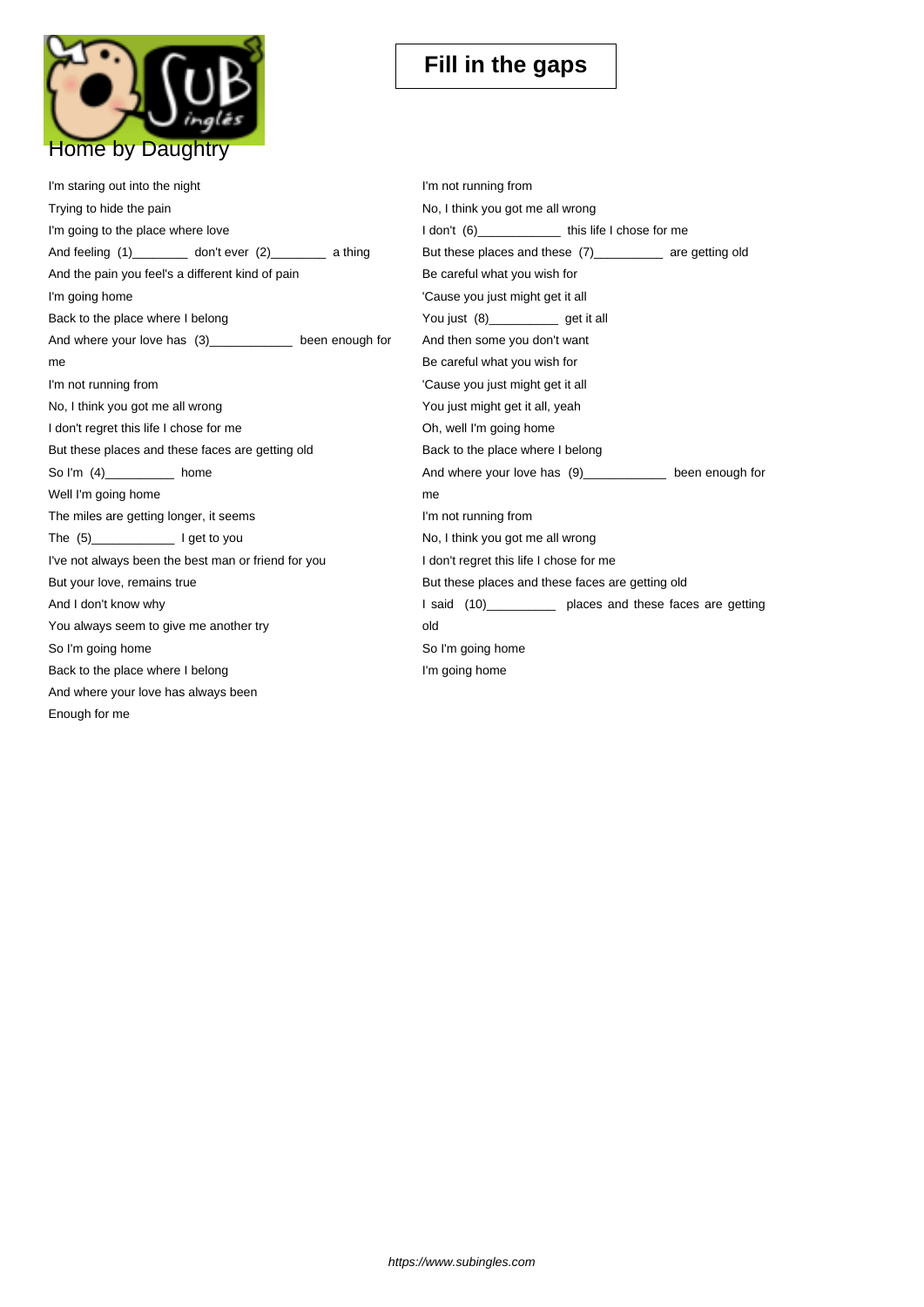# Fill in the gaps

## Home by Daughtry

I'm staring out into the night
Trying to hide the pain
I'm going to the place where love
And feeling (1)________ don't ever (2)________ a thing
And the pain you feel's a different kind of pain
I'm going home
Back to the place where I belong
And where your love has (3)____________ been enough for me
I'm not running from
No, I think you got me all wrong
I don't regret this life I chose for me
But these places and these faces are getting old
So I'm (4)__________ home
Well I'm going home
The miles are getting longer, it seems
The (5)____________ I get to you
I've not always been the best man or friend for you
But your love, remains true
And I don't know why
You always seem to give me another try
So I'm going home
Back to the place where I belong
And where your love has always been
Enough for me
I'm not running from
No, I think you got me all wrong
I don't (6)____________ this life I chose for me
But these places and these (7)__________ are getting old
Be careful what you wish for
'Cause you just might get it all
You just (8)__________ get it all
And then some you don't want
Be careful what you wish for
'Cause you just might get it all
You just might get it all, yeah
Oh, well I'm going home
Back to the place where I belong
And where your love has (9)____________ been enough for me
I'm not running from
No, I think you got me all wrong
I don't regret this life I chose for me
But these places and these faces are getting old
I said (10)__________ places and these faces are getting old
So I'm going home
I'm going home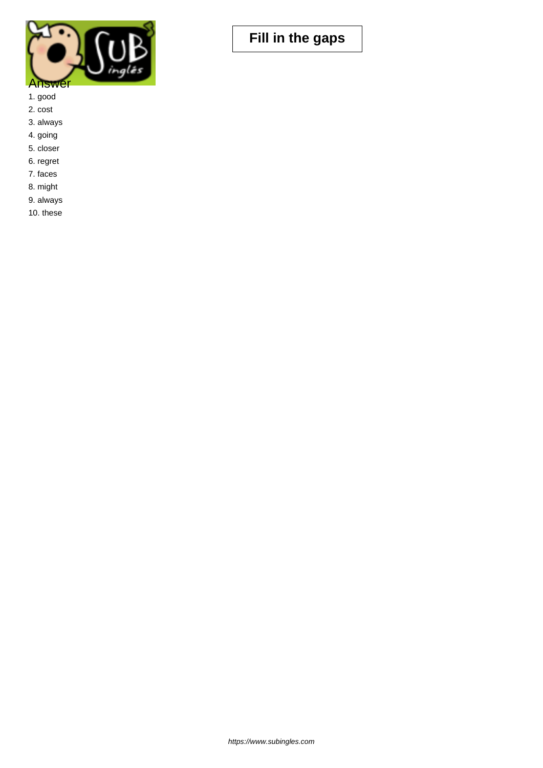# Fill in the gaps

## Answer

1. good
2. cost
3. always
4. going
5. closer
6. regret
7. faces
8. might
9. always
10. these